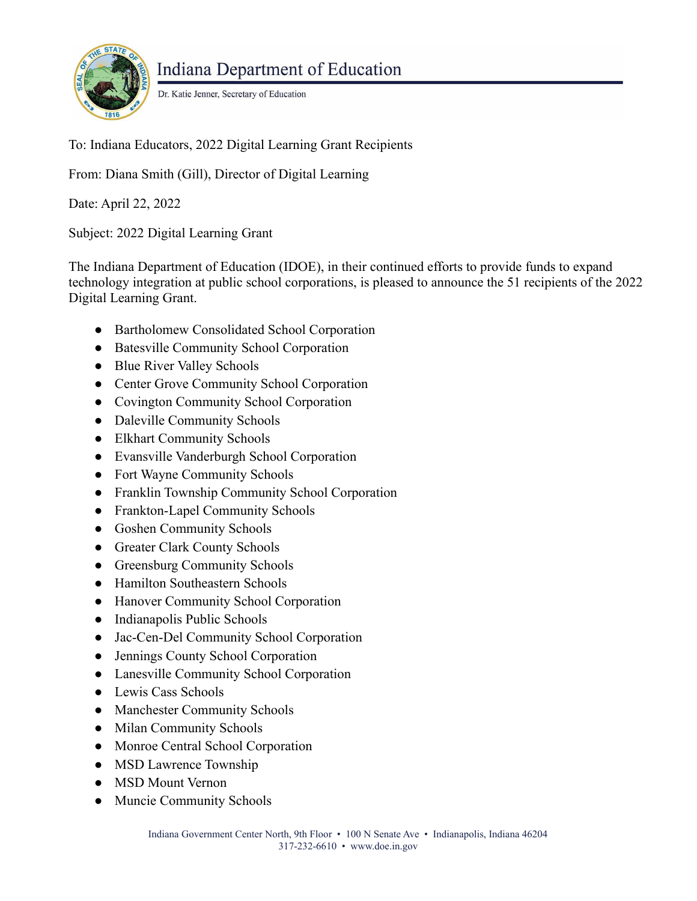# Indiana Department of Education

Dr. Katie Jenner, Secretary of Education

To: Indiana Educators, 2022 Digital Learning Grant Recipients

From: Diana Smith (Gill), Director of Digital Learning

Date: April 22, 2022

Subject: 2022 Digital Learning Grant

The Indiana Department of Education (IDOE), in their continued efforts to provide funds to expand technology integration at public school corporations, is pleased to announce the 51 recipients of the 2022 Digital Learning Grant.

- Bartholomew Consolidated School Corporation
- Batesville Community School Corporation
- Blue River Valley Schools
- Center Grove Community School Corporation
- Covington Community School Corporation
- Daleville Community Schools
- Elkhart Community Schools
- Evansville Vanderburgh School Corporation
- Fort Wayne Community Schools
- Franklin Township Community School Corporation
- Frankton-Lapel Community Schools
- Goshen Community Schools
- Greater Clark County Schools
- Greensburg Community Schools
- Hamilton Southeastern Schools
- Hanover Community School Corporation
- Indianapolis Public Schools
- Jac-Cen-Del Community School Corporation
- Jennings County School Corporation
- Lanesville Community School Corporation
- Lewis Cass Schools
- Manchester Community Schools
- Milan Community Schools
- Monroe Central School Corporation
- MSD Lawrence Township
- MSD Mount Vernon
- Muncie Community Schools

Indiana Government Center North, 9th Floor • 100 N Senate Ave • Indianapolis, Indiana 46204
317-232-6610 • www.doe.in.gov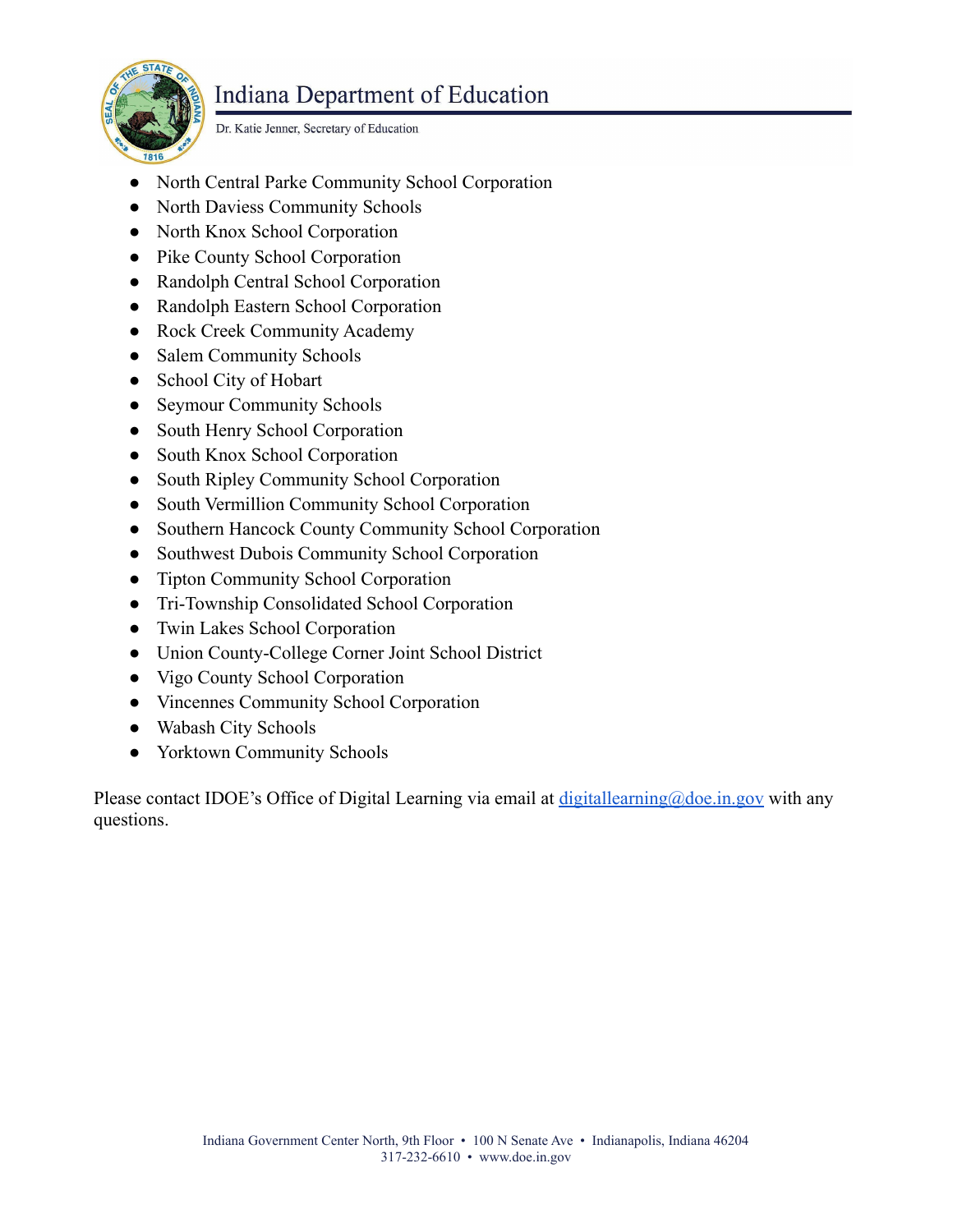- North Central Parke Community School Corporation
- North Daviess Community Schools
- North Knox School Corporation
- Pike County School Corporation
- Randolph Central School Corporation
- Randolph Eastern School Corporation
- Rock Creek Community Academy
- Salem Community Schools
- School City of Hobart
- Seymour Community Schools
- South Henry School Corporation
- South Knox School Corporation
- South Ripley Community School Corporation
- South Vermillion Community School Corporation
- Southern Hancock County Community School Corporation
- Southwest Dubois Community School Corporation
- Tipton Community School Corporation
- Tri-Township Consolidated School Corporation
- Twin Lakes School Corporation
- Union County-College Corner Joint School District
- Vigo County School Corporation
- Vincennes Community School Corporation
- Wabash City Schools
- Yorktown Community Schools

Please contact IDOE's Office of Digital Learning via email at [digitallearning@doe.in.gov](mailto:digitallearning@doe.in.gov) with any questions.